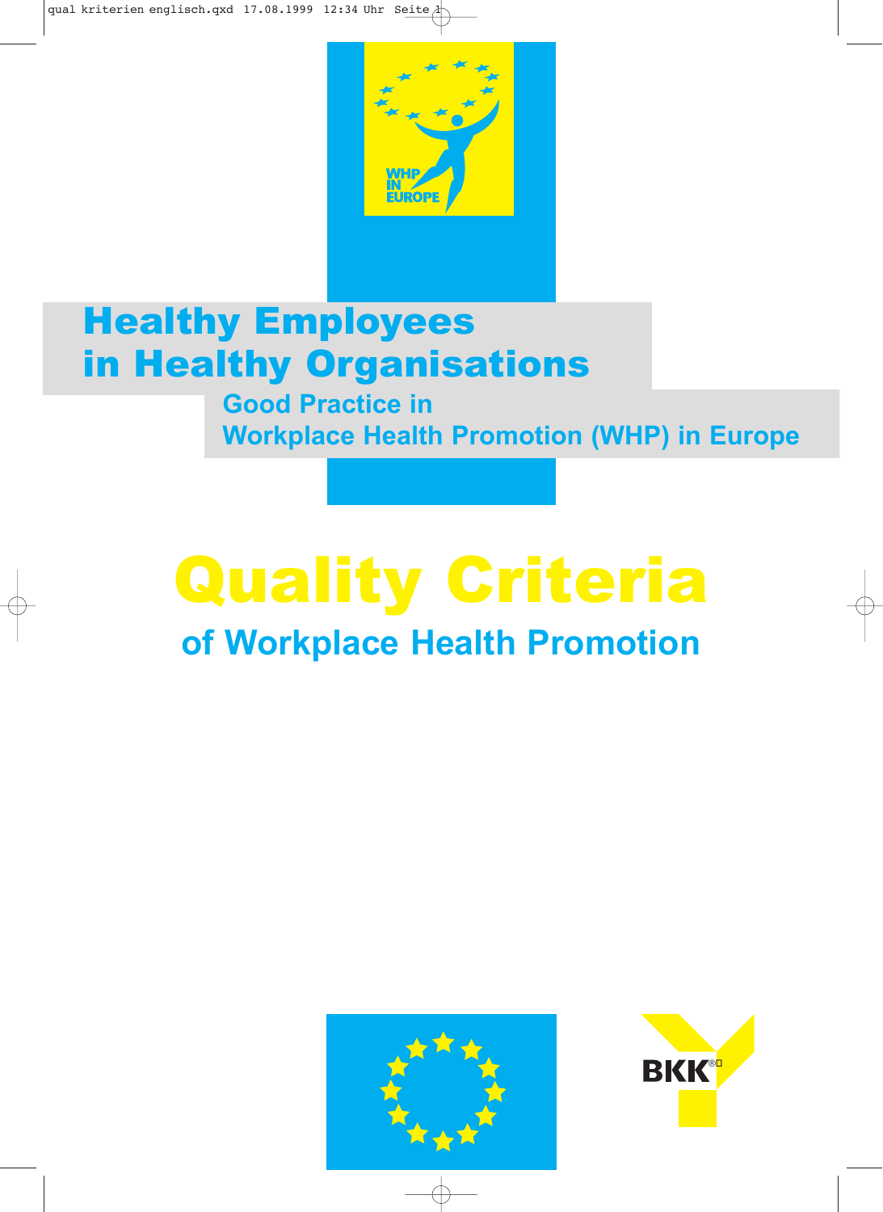WHP IN EUROPE

# Healthy Employees in Healthy Organisations

## Good Practice in Workplace Health Promotion (WHP) in Europe

# Quality Criteria

## of Workplace Health Promotion

BKK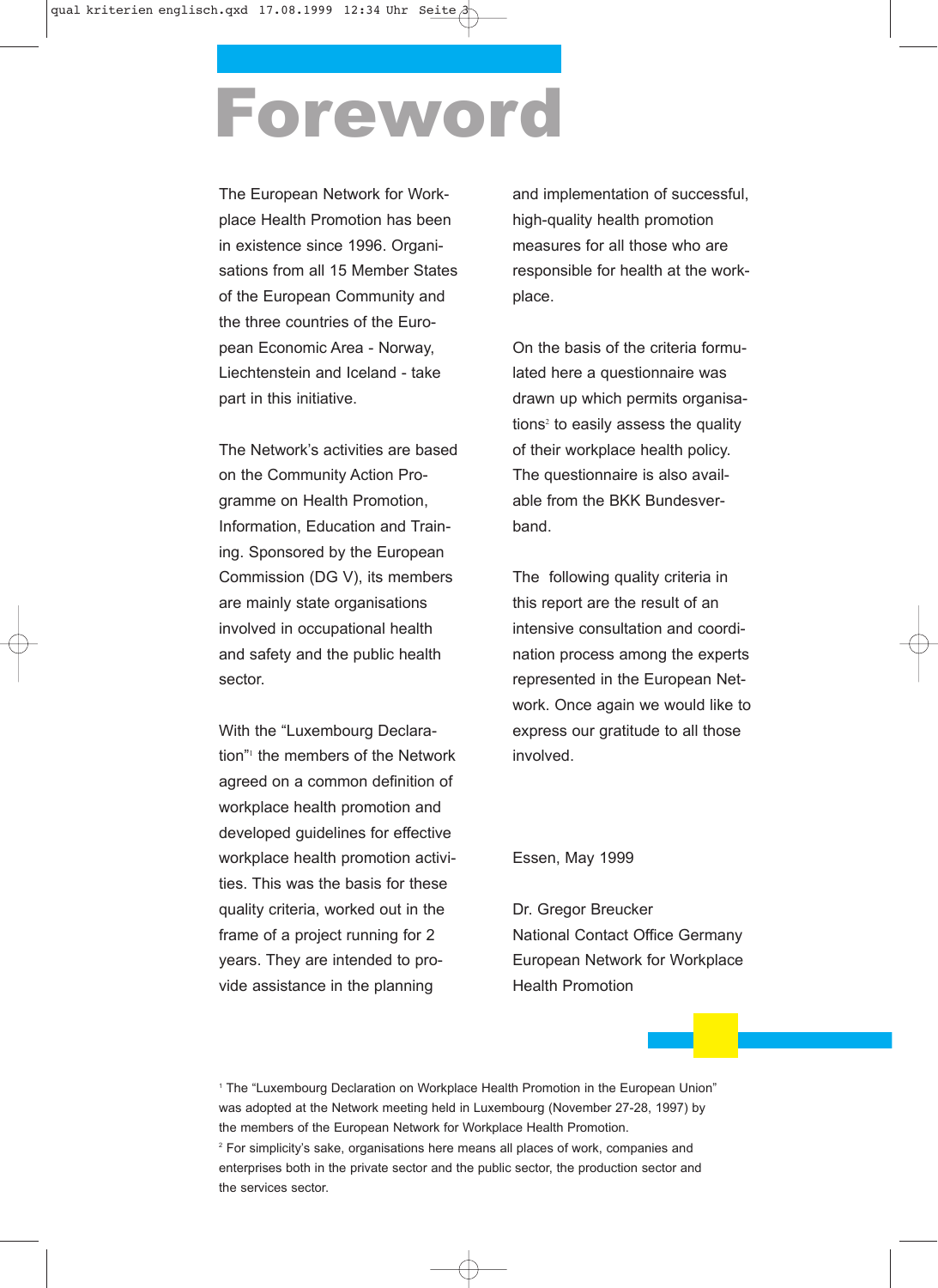# Foreword

The European Network for Workplace Health Promotion has been in existence since 1996. Organisations from all 15 Member States of the European Community and the three countries of the European Economic Area - Norway, Liechtenstein and Iceland - take part in this initiative.

The Network's activities are based on the Community Action Programme on Health Promotion, Information, Education and Training. Sponsored by the European Commission (DG V), its members are mainly state organisations involved in occupational health and safety and the public health sector.

With the "Luxembourg Declaration"[1] the members of the Network agreed on a common definition of workplace health promotion and developed guidelines for effective workplace health promotion activities. This was the basis for these quality criteria, worked out in the frame of a project running for 2 years. They are intended to provide assistance in the planning and implementation of successful, high-quality health promotion measures for all those who are responsible for health at the workplace.

On the basis of the criteria formulated here a questionnaire was drawn up which permits organisations[2] to easily assess the quality of their workplace health policy. The questionnaire is also available from the BKK Bundesverband.

The following quality criteria in this report are the result of an intensive consultation and coordination process among the experts represented in the European Network. Once again we would like to express our gratitude to all those involved.

Essen, May 1999

Dr. Gregor Breucker
National Contact Office Germany
European Network for Workplace Health Promotion

[1] The "Luxembourg Declaration on Workplace Health Promotion in the European Union" was adopted at the Network meeting held in Luxembourg (November 27-28, 1997) by the members of the European Network for Workplace Health Promotion.

[2] For simplicity's sake, organisations here means all places of work, companies and enterprises both in the private sector and the public sector, the production sector and the services sector.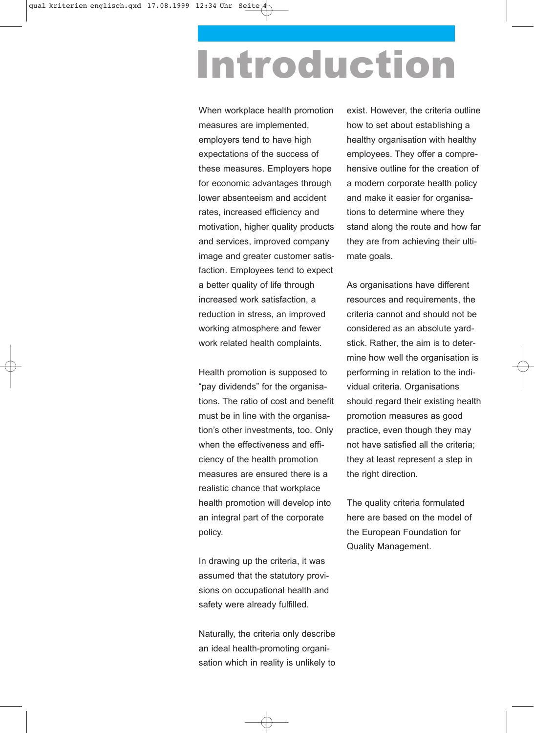# Introduction

When workplace health promotion measures are implemented, employers tend to have high expectations of the success of these measures. Employers hope for economic advantages through lower absenteeism and accident rates, increased efficiency and motivation, higher quality products and services, improved company image and greater customer satisfaction. Employees tend to expect a better quality of life through increased work satisfaction, a reduction in stress, an improved working atmosphere and fewer work related health complaints.

Health promotion is supposed to “pay dividends” for the organisations. The ratio of cost and benefit must be in line with the organisation’s other investments, too. Only when the effectiveness and efficiency of the health promotion measures are ensured there is a realistic chance that workplace health promotion will develop into an integral part of the corporate policy.

In drawing up the criteria, it was assumed that the statutory provisions on occupational health and safety were already fulfilled.

Naturally, the criteria only describe an ideal health-promoting organisation which in reality is unlikely to exist. However, the criteria outline how to set about establishing a healthy organisation with healthy employees. They offer a comprehensive outline for the creation of a modern corporate health policy and make it easier for organisations to determine where they stand along the route and how far they are from achieving their ultimate goals.

As organisations have different resources and requirements, the criteria cannot and should not be considered as an absolute yardstick. Rather, the aim is to determine how well the organisation is performing in relation to the individual criteria. Organisations should regard their existing health promotion measures as good practice, even though they may not have satisfied all the criteria; they at least represent a step in the right direction.

The quality criteria formulated here are based on the model of the European Foundation for Quality Management.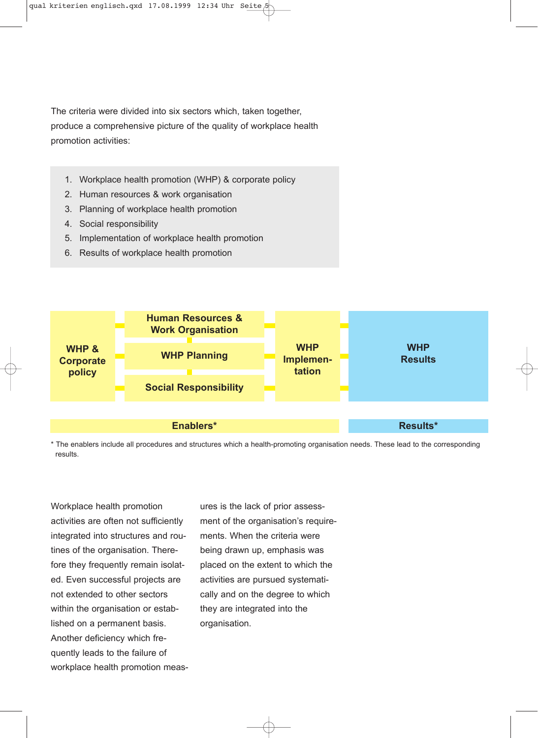The criteria were divided into six sectors which, taken together, produce a comprehensive picture of the quality of workplace health promotion activities:

1. Workplace health promotion (WHP) & corporate policy
2. Human resources & work organisation
3. Planning of workplace health promotion
4. Social responsibility
5. Implementation of workplace health promotion
6. Results of workplace health promotion

WHP & Corporate policy

Human Resources & Work Organisation

WHP Planning

Social Responsibility

WHP Implementation

WHP Results

Enablers*

Results*

\* The enablers include all procedures and structures which a health-promoting organisation needs. These lead to the corresponding results.

Workplace health promotion activities are often not sufficiently integrated into structures and routines of the organisation. Therefore they frequently remain isolated. Even successful projects are not extended to other sectors within the organisation or established on a permanent basis. Another deficiency which frequently leads to the failure of workplace health promotion measures is the lack of prior assessment of the organisation's requirements. When the criteria were being drawn up, emphasis was placed on the extent to which the activities are pursued systematically and on the degree to which they are integrated into the organisation.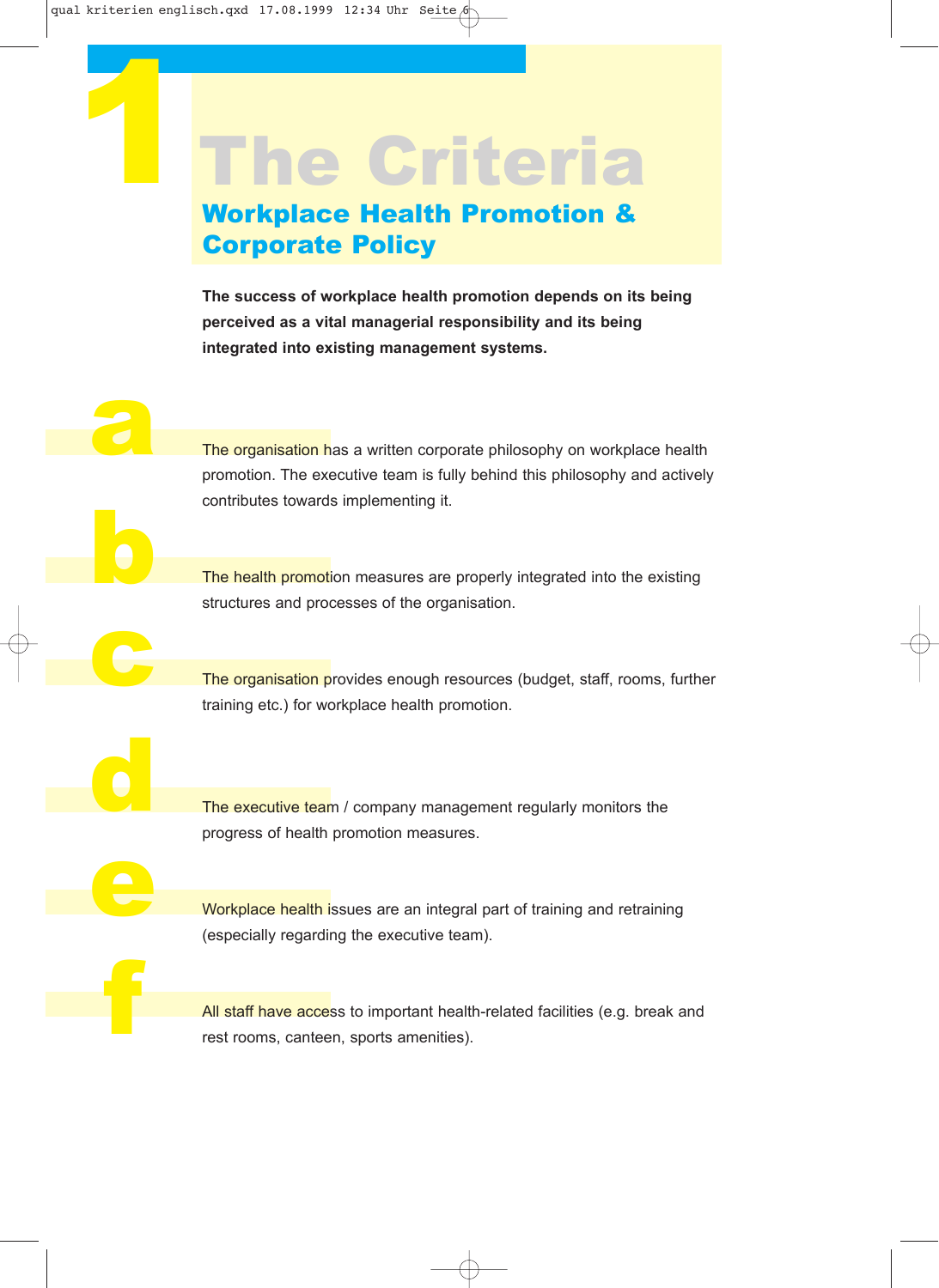# 1 The Criteria

## Workplace Health Promotion & Corporate Policy

**The success of workplace health promotion depends on its being perceived as a vital managerial responsibility and its being integrated into existing management systems.**

**a** The organisation has a written corporate philosophy on workplace health promotion. The executive team is fully behind this philosophy and actively contributes towards implementing it.

**b** The health promotion measures are properly integrated into the existing structures and processes of the organisation.

**c** The organisation provides enough resources (budget, staff, rooms, further training etc.) for workplace health promotion.

**d** The executive team / company management regularly monitors the progress of health promotion measures.

**e** Workplace health issues are an integral part of training and retraining (especially regarding the executive team).

**f** All staff have access to important health-related facilities (e.g. break and rest rooms, canteen, sports amenities).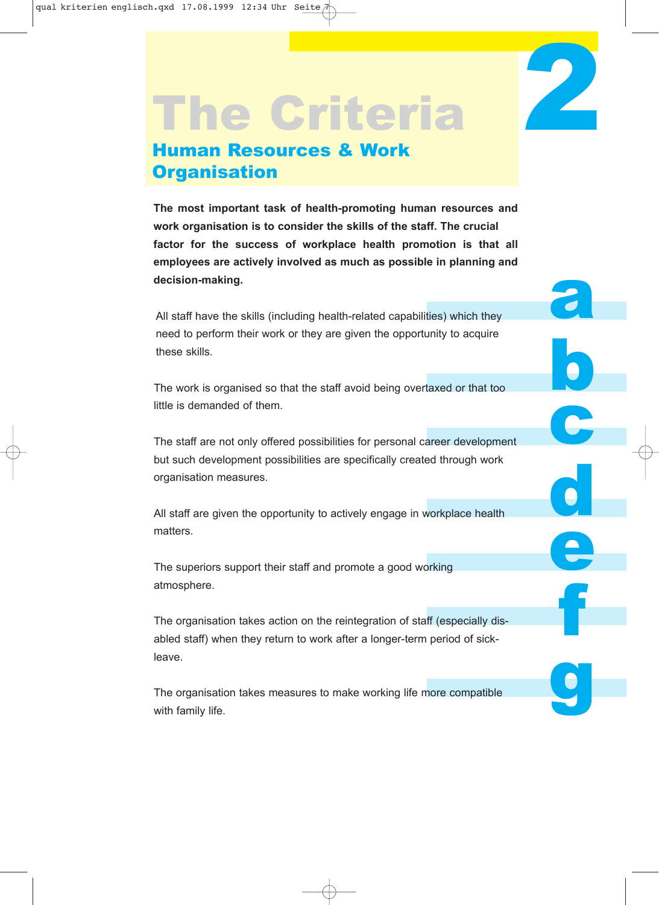# 2 The Criteria

## Human Resources & Work Organisation

**The most important task of health-promoting human resources and work organisation is to consider the skills of the staff. The crucial factor for the success of workplace health promotion is that all employees are actively involved as much as possible in planning and decision-making.**

**a** All staff have the skills (including health-related capabilities) which they need to perform their work or they are given the opportunity to acquire these skills.

**b** The work is organised so that the staff avoid being overtaxed or that too little is demanded of them.

**c** The staff are not only offered possibilities for personal career development but such development possibilities are specifically created through work organisation measures.

**d** All staff are given the opportunity to actively engage in workplace health matters.

**e** The superiors support their staff and promote a good working atmosphere.

**f** The organisation takes action on the reintegration of staff (especially disabled staff) when they return to work after a longer-term period of sick-leave.

**g** The organisation takes measures to make working life more compatible with family life.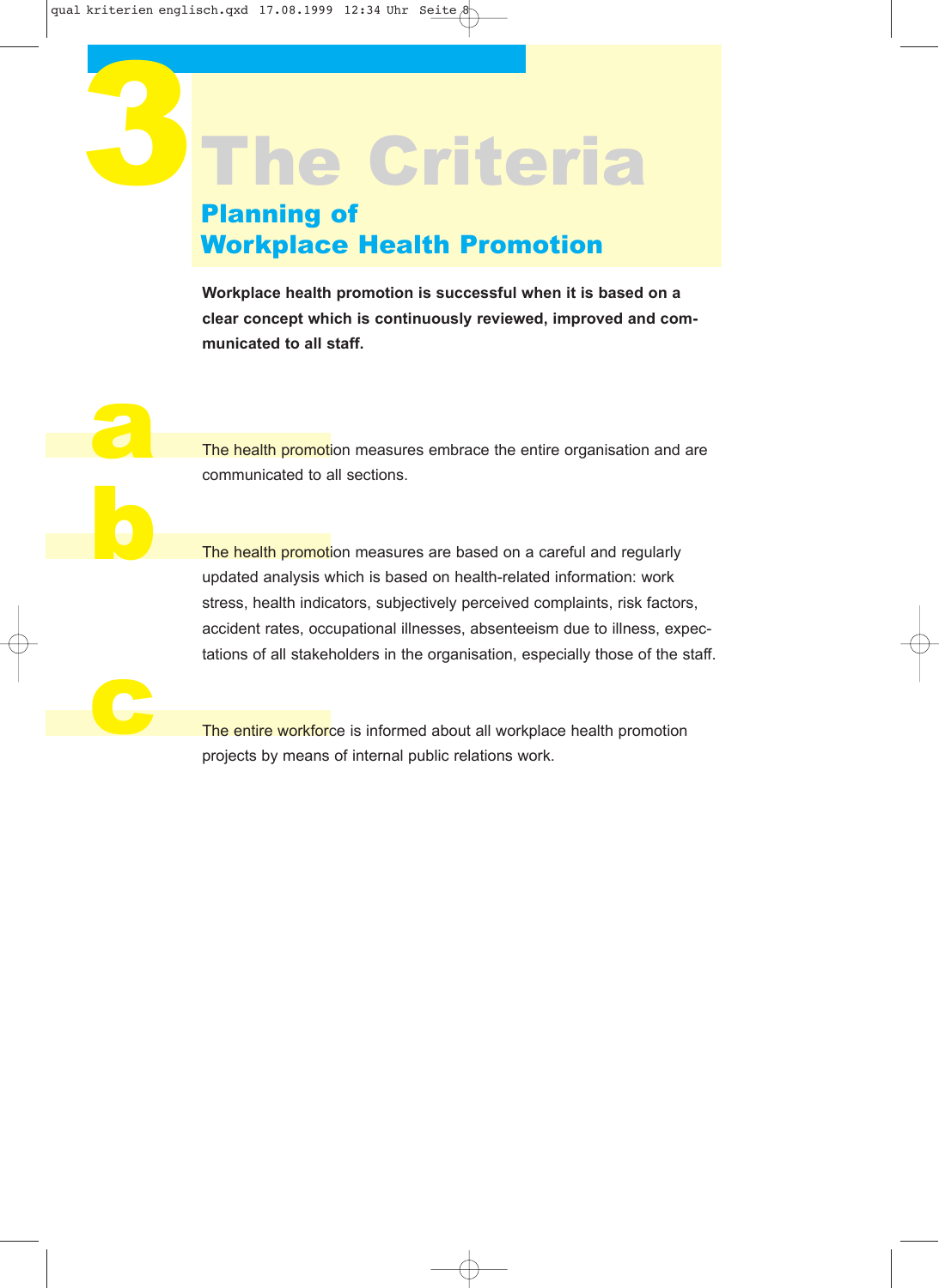# 3 The Criteria

## Planning of Workplace Health Promotion

**Workplace health promotion is successful when it is based on a clear concept which is continuously reviewed, improved and communicated to all staff.**

**a** The health promotion measures embrace the entire organisation and are communicated to all sections.

**b** The health promotion measures are based on a careful and regularly updated analysis which is based on health-related information: work stress, health indicators, subjectively perceived complaints, risk factors, accident rates, occupational illnesses, absenteeism due to illness, expectations of all stakeholders in the organisation, especially those of the staff.

**c** The entire workforce is informed about all workplace health promotion projects by means of internal public relations work.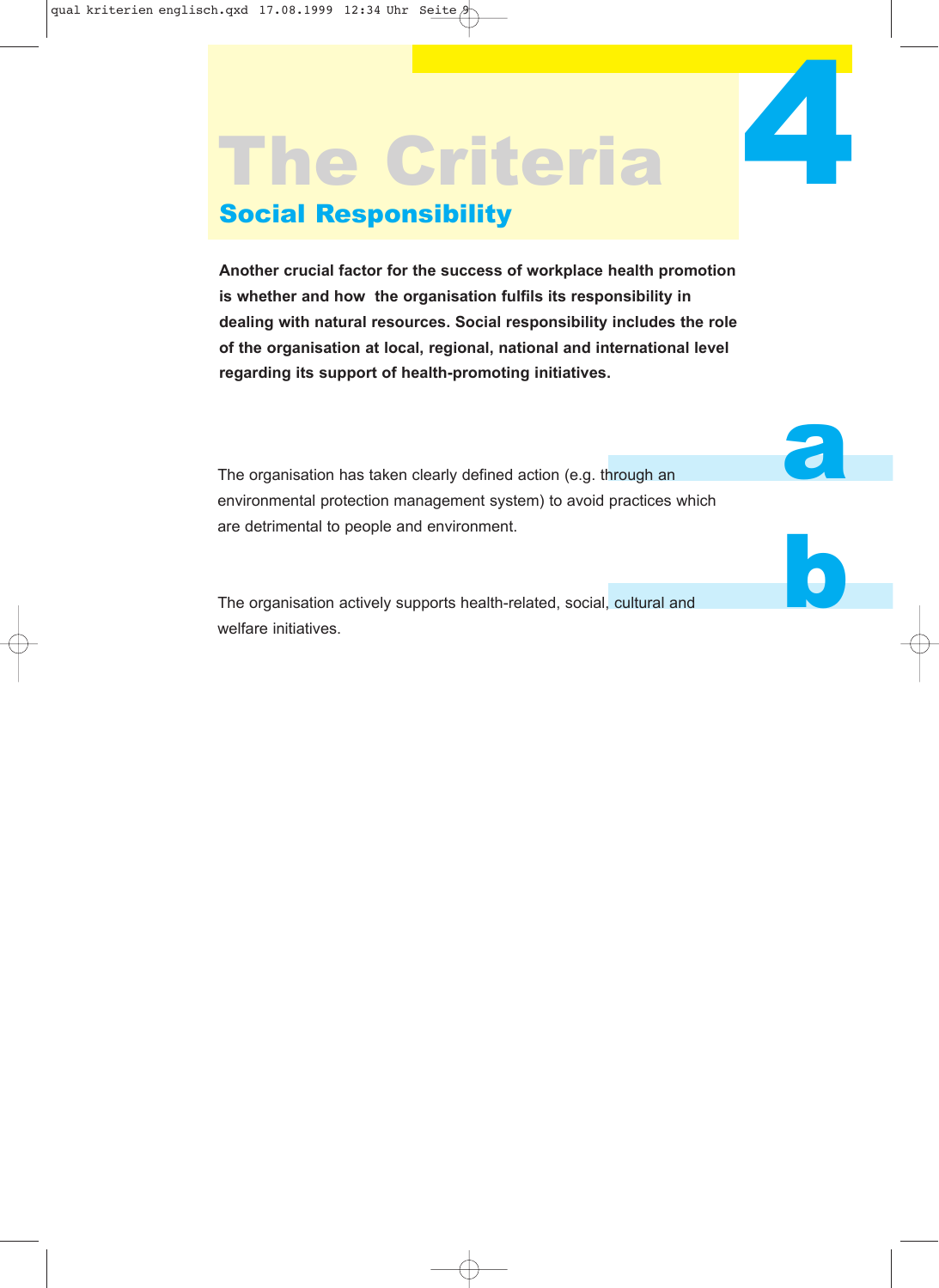# 4 The Criteria

## Social Responsibility

**Another crucial factor for the success of workplace health promotion is whether and how the organisation fulfils its responsibility in dealing with natural resources. Social responsibility includes the role of the organisation at local, regional, national and international level regarding its support of health-promoting initiatives.**

### a

The organisation has taken clearly defined action (e.g. through an environmental protection management system) to avoid practices which are detrimental to people and environment.

### b

The organisation actively supports health-related, social, cultural and welfare initiatives.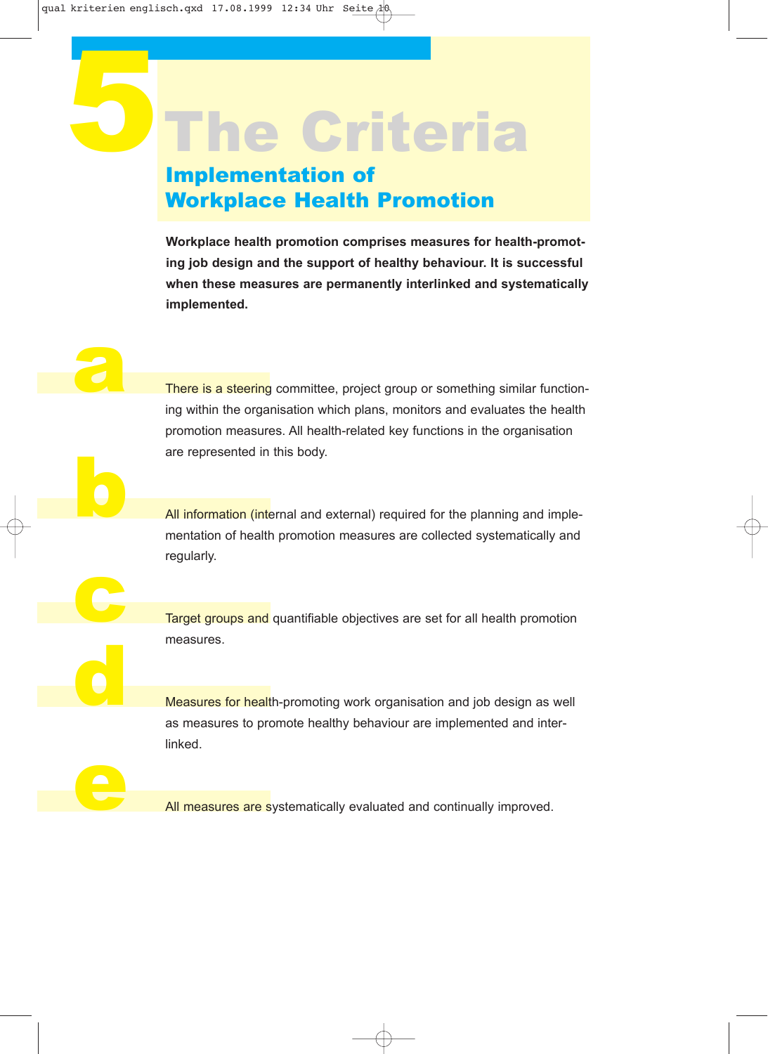# 5 The Criteria

## Implementation of Workplace Health Promotion

**Workplace health promotion comprises measures for health-promoting job design and the support of healthy behaviour. It is successful when these measures are permanently interlinked and systematically implemented.**

**a** There is a steering committee, project group or something similar functioning within the organisation which plans, monitors and evaluates the health promotion measures. All health-related key functions in the organisation are represented in this body.

**b** All information (internal and external) required for the planning and implementation of health promotion measures are collected systematically and regularly.

**c** Target groups and quantifiable objectives are set for all health promotion measures.

**d** Measures for health-promoting work organisation and job design as well as measures to promote healthy behaviour are implemented and interlinked.

**e** All measures are systematically evaluated and continually improved.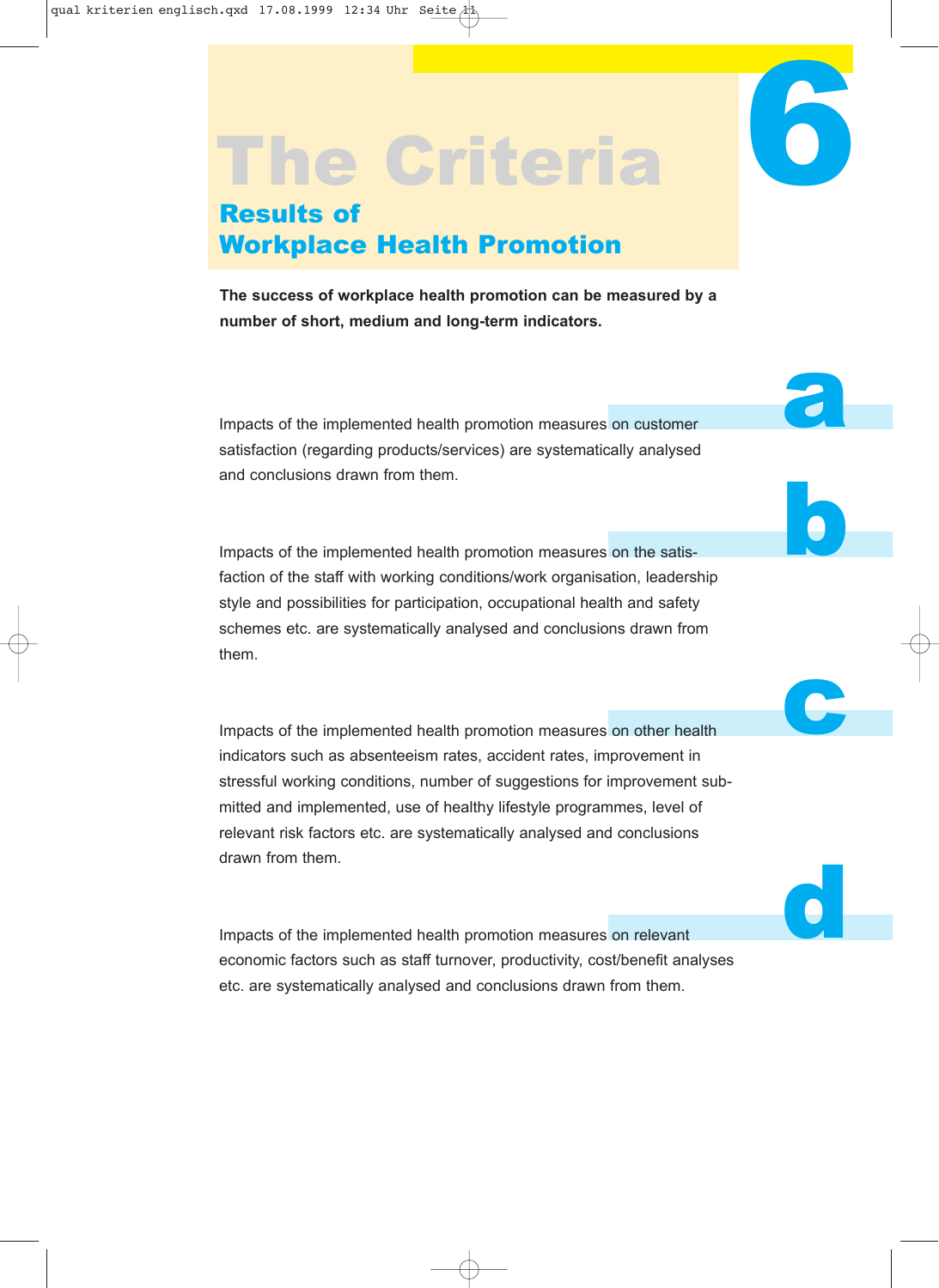# The Criteria 6

## Results of Workplace Health Promotion

**The success of workplace health promotion can be measured by a number of short, medium and long-term indicators.**

**a**

Impacts of the implemented health promotion measures on customer satisfaction (regarding products/services) are systematically analysed and conclusions drawn from them.

**b**

Impacts of the implemented health promotion measures on the satisfaction of the staff with working conditions/work organisation, leadership style and possibilities for participation, occupational health and safety schemes etc. are systematically analysed and conclusions drawn from them.

**c**

Impacts of the implemented health promotion measures on other health indicators such as absenteeism rates, accident rates, improvement in stressful working conditions, number of suggestions for improvement submitted and implemented, use of healthy lifestyle programmes, level of relevant risk factors etc. are systematically analysed and conclusions drawn from them.

**d**

Impacts of the implemented health promotion measures on relevant economic factors such as staff turnover, productivity, cost/benefit analyses etc. are systematically analysed and conclusions drawn from them.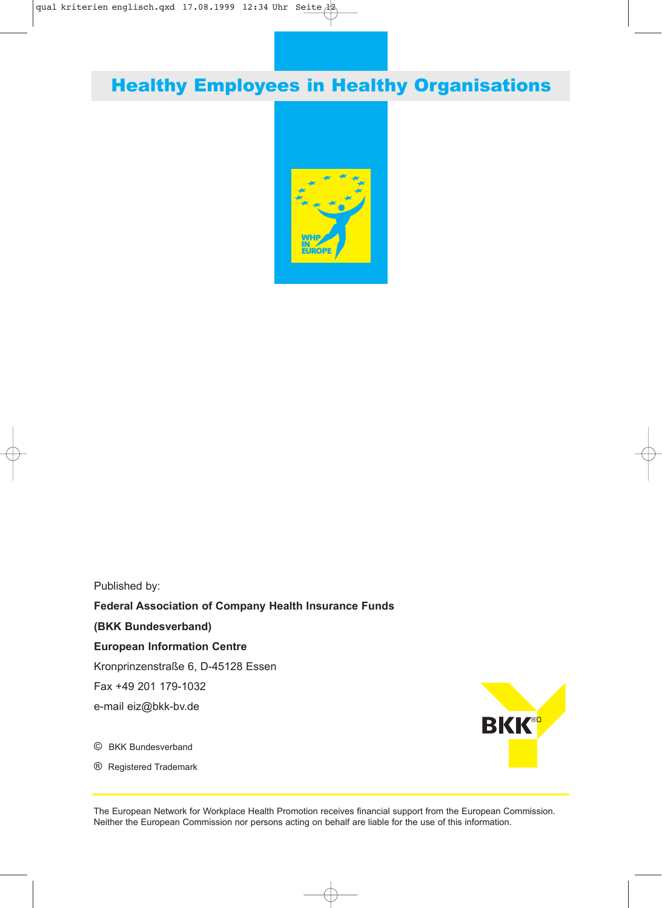# Healthy Employees in Healthy Organisations

WHP IN EUROPE

Published by:

**Federal Association of Company Health Insurance Funds**

**(BKK Bundesverband)**

**European Information Centre**

Kronprinzenstraße 6, D-45128 Essen

Fax +49 201 179-1032

e-mail eiz@bkk-bv.de

BKK®

© BKK Bundesverband

® Registered Trademark

The European Network for Workplace Health Promotion receives financial support from the European Commission. Neither the European Commission nor persons acting on behalf are liable for the use of this information.